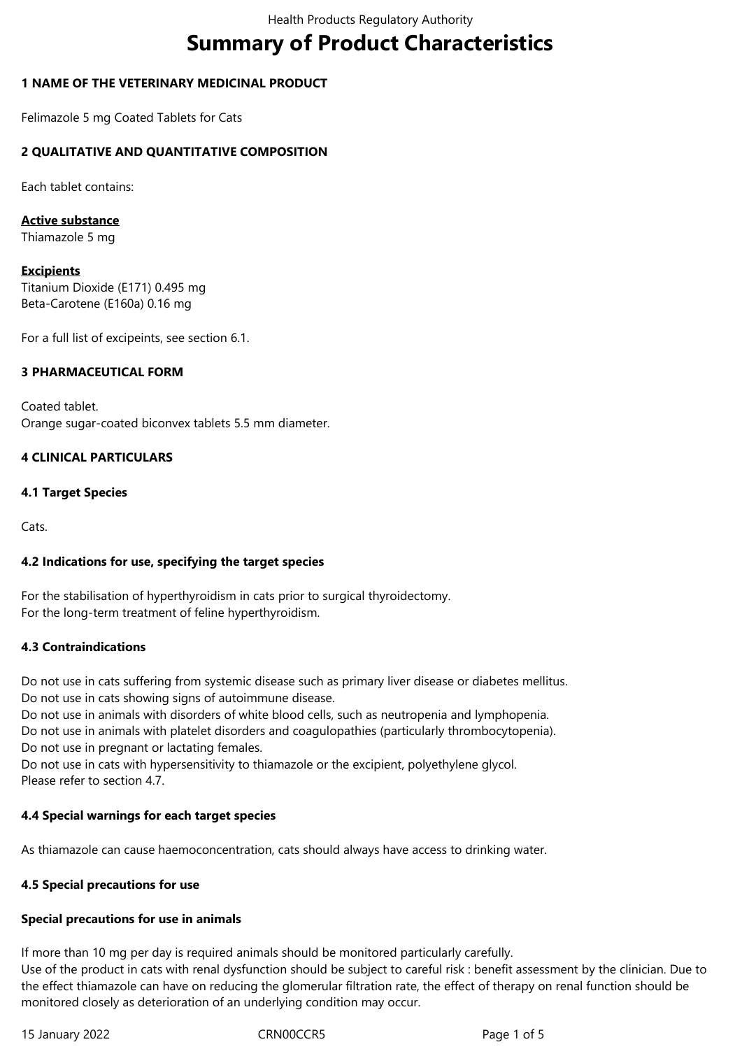# Summary of Product Characteristics

## 1 NAME OF THE VETERINARY MEDICINAL PRODUCT

Felimazole 5 mg Coated Tablets for Cats

## 2 QUALITATIVE AND QUANTITATIVE COMPOSITION

Each tablet contains:

**Active substance**
Thiamazole 5 mg

**Excipients**
Titanium Dioxide (E171) 0.495 mg
Beta-Carotene (E160a) 0.16 mg

For a full list of excipeints, see section 6.1.

## 3 PHARMACEUTICAL FORM

Coated tablet.
Orange sugar-coated biconvex tablets 5.5 mm diameter.

## 4 CLINICAL PARTICULARS

### 4.1 Target Species

Cats.

### 4.2 Indications for use, specifying the target species

For the stabilisation of hyperthyroidism in cats prior to surgical thyroidectomy.
For the long-term treatment of feline hyperthyroidism.

### 4.3 Contraindications

Do not use in cats suffering from systemic disease such as primary liver disease or diabetes mellitus.
Do not use in cats showing signs of autoimmune disease.
Do not use in animals with disorders of white blood cells, such as neutropenia and lymphopenia.
Do not use in animals with platelet disorders and coagulopathies (particularly thrombocytopenia).
Do not use in pregnant or lactating females.
Do not use in cats with hypersensitivity to thiamazole or the excipient, polyethylene glycol.
Please refer to section 4.7.

### 4.4 Special warnings for each target species

As thiamazole can cause haemoconcentration, cats should always have access to drinking water.

### 4.5 Special precautions for use

**Special precautions for use in animals**

If more than 10 mg per day is required animals should be monitored particularly carefully.
Use of the product in cats with renal dysfunction should be subject to careful risk : benefit assessment by the clinician. Due to the effect thiamazole can have on reducing the glomerular filtration rate, the effect of therapy on renal function should be monitored closely as deterioration of an underlying condition may occur.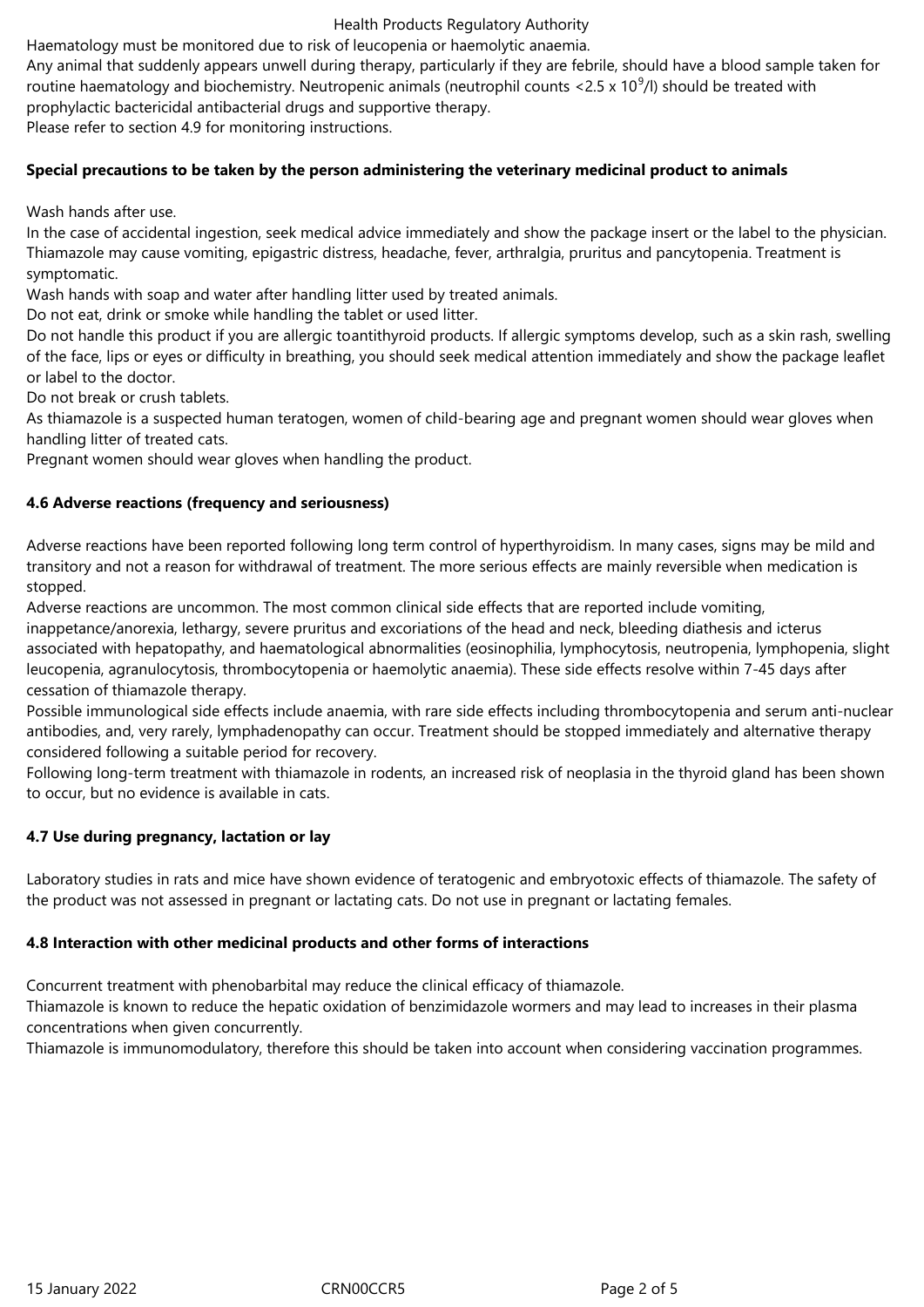Haematology must be monitored due to risk of leucopenia or haemolytic anaemia.
Any animal that suddenly appears unwell during therapy, particularly if they are febrile, should have a blood sample taken for routine haematology and biochemistry. Neutropenic animals (neutrophil counts <2.5 x $10^9$/l) should be treated with prophylactic bactericidal antibacterial drugs and supportive therapy.
Please refer to section 4.9 for monitoring instructions.

**Special precautions to be taken by the person administering the veterinary medicinal product to animals**

Wash hands after use.
In the case of accidental ingestion, seek medical advice immediately and show the package insert or the label to the physician.
Thiamazole may cause vomiting, epigastric distress, headache, fever, arthralgia, pruritus and pancytopenia. Treatment is symptomatic.
Wash hands with soap and water after handling litter used by treated animals.
Do not eat, drink or smoke while handling the tablet or used litter.
Do not handle this product if you are allergic toantithyroid products. If allergic symptoms develop, such as a skin rash, swelling of the face, lips or eyes or difficulty in breathing, you should seek medical attention immediately and show the package leaflet or label to the doctor.
Do not break or crush tablets.
As thiamazole is a suspected human teratogen, women of child-bearing age and pregnant women should wear gloves when handling litter of treated cats.
Pregnant women should wear gloves when handling the product.

## 4.6 Adverse reactions (frequency and seriousness)

Adverse reactions have been reported following long term control of hyperthyroidism. In many cases, signs may be mild and transitory and not a reason for withdrawal of treatment. The more serious effects are mainly reversible when medication is stopped.
Adverse reactions are uncommon. The most common clinical side effects that are reported include vomiting, inappetance/anorexia, lethargy, severe pruritus and excoriations of the head and neck, bleeding diathesis and icterus associated with hepatopathy, and haematological abnormalities (eosinophilia, lymphocytosis, neutropenia, lymphopenia, slight leucopenia, agranulocytosis, thrombocytopenia or haemolytic anaemia). These side effects resolve within 7-45 days after cessation of thiamazole therapy.
Possible immunological side effects include anaemia, with rare side effects including thrombocytopenia and serum anti-nuclear antibodies, and, very rarely, lymphadenopathy can occur. Treatment should be stopped immediately and alternative therapy considered following a suitable period for recovery.
Following long-term treatment with thiamazole in rodents, an increased risk of neoplasia in the thyroid gland has been shown to occur, but no evidence is available in cats.

## 4.7 Use during pregnancy, lactation or lay

Laboratory studies in rats and mice have shown evidence of teratogenic and embryotoxic effects of thiamazole. The safety of the product was not assessed in pregnant or lactating cats. Do not use in pregnant or lactating females.

## 4.8 Interaction with other medicinal products and other forms of interactions

Concurrent treatment with phenobarbital may reduce the clinical efficacy of thiamazole.
Thiamazole is known to reduce the hepatic oxidation of benzimidazole wormers and may lead to increases in their plasma concentrations when given concurrently.
Thiamazole is immunomodulatory, therefore this should be taken into account when considering vaccination programmes.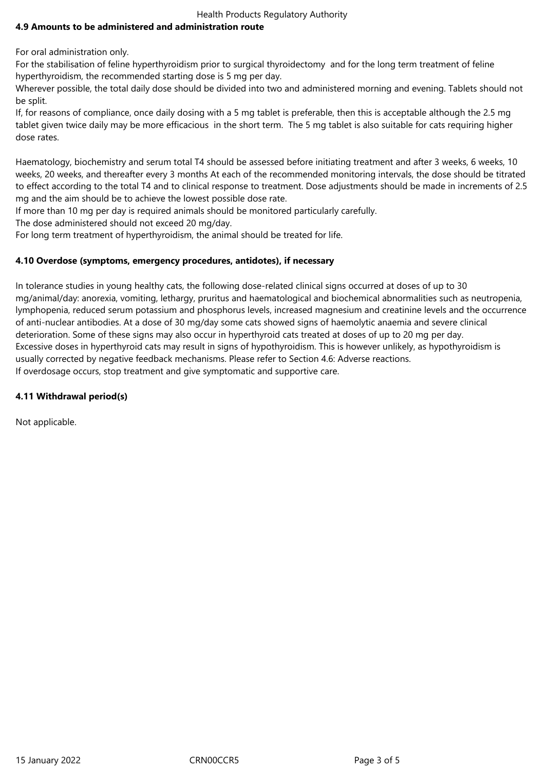### 4.9 Amounts to be administered and administration route

For oral administration only.

For the stabilisation of feline hyperthyroidism prior to surgical thyroidectomy and for the long term treatment of feline hyperthyroidism, the recommended starting dose is 5 mg per day.

Wherever possible, the total daily dose should be divided into two and administered morning and evening. Tablets should not be split.

If, for reasons of compliance, once daily dosing with a 5 mg tablet is preferable, then this is acceptable although the 2.5 mg tablet given twice daily may be more efficacious in the short term. The 5 mg tablet is also suitable for cats requiring higher dose rates.

Haematology, biochemistry and serum total T4 should be assessed before initiating treatment and after 3 weeks, 6 weeks, 10 weeks, 20 weeks, and thereafter every 3 months At each of the recommended monitoring intervals, the dose should be titrated to effect according to the total T4 and to clinical response to treatment. Dose adjustments should be made in increments of 2.5 mg and the aim should be to achieve the lowest possible dose rate.

If more than 10 mg per day is required animals should be monitored particularly carefully.

The dose administered should not exceed 20 mg/day.

For long term treatment of hyperthyroidism, the animal should be treated for life.

### 4.10 Overdose (symptoms, emergency procedures, antidotes), if necessary

In tolerance studies in young healthy cats, the following dose-related clinical signs occurred at doses of up to 30 mg/animal/day: anorexia, vomiting, lethargy, pruritus and haematological and biochemical abnormalities such as neutropenia, lymphopenia, reduced serum potassium and phosphorus levels, increased magnesium and creatinine levels and the occurrence of anti-nuclear antibodies. At a dose of 30 mg/day some cats showed signs of haemolytic anaemia and severe clinical deterioration. Some of these signs may also occur in hyperthyroid cats treated at doses of up to 20 mg per day.

Excessive doses in hyperthyroid cats may result in signs of hypothyroidism. This is however unlikely, as hypothyroidism is usually corrected by negative feedback mechanisms. Please refer to Section 4.6: Adverse reactions.

If overdosage occurs, stop treatment and give symptomatic and supportive care.

### 4.11 Withdrawal period(s)

Not applicable.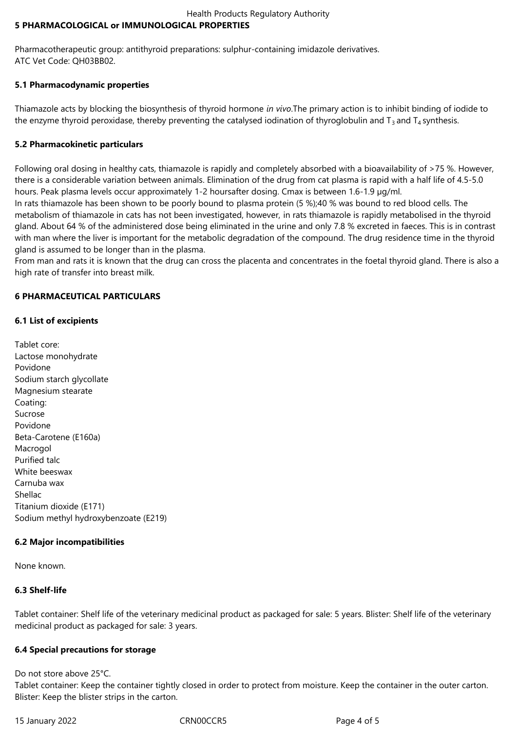## 5 PHARMACOLOGICAL or IMMUNOLOGICAL PROPERTIES

Pharmacotherapeutic group: antithyroid preparations: sulphur-containing imidazole derivatives.
ATC Vet Code: QH03BB02.

### 5.1 Pharmacodynamic properties

Thiamazole acts by blocking the biosynthesis of thyroid hormone *in vivo*.The primary action is to inhibit binding of iodide to the enzyme thyroid peroxidase, thereby preventing the catalysed iodination of thyroglobulin and $T_3$ and $T_4$ synthesis.

### 5.2 Pharmacokinetic particulars

Following oral dosing in healthy cats, thiamazole is rapidly and completely absorbed with a bioavailability of >75 %. However, there is a considerable variation between animals. Elimination of the drug from cat plasma is rapid with a half life of 4.5-5.0 hours. Peak plasma levels occur approximately 1-2 hoursafter dosing. Cmax is between 1.6-1.9 µg/ml.
In rats thiamazole has been shown to be poorly bound to plasma protein (5 %);40 % was bound to red blood cells. The metabolism of thiamazole in cats has not been investigated, however, in rats thiamazole is rapidly metabolised in the thyroid gland. About 64 % of the administered dose being eliminated in the urine and only 7.8 % excreted in faeces. This is in contrast with man where the liver is important for the metabolic degradation of the compound. The drug residence time in the thyroid gland is assumed to be longer than in the plasma.
From man and rats it is known that the drug can cross the placenta and concentrates in the foetal thyroid gland. There is also a high rate of transfer into breast milk.

## 6 PHARMACEUTICAL PARTICULARS

### 6.1 List of excipients

Tablet core:
Lactose monohydrate
Povidone
Sodium starch glycollate
Magnesium stearate
Coating:
Sucrose
Povidone
Beta-Carotene (E160a)
Macrogol
Purified talc
White beeswax
Carnuba wax
Shellac
Titanium dioxide (E171)
Sodium methyl hydroxybenzoate (E219)

### 6.2 Major incompatibilities

None known.

### 6.3 Shelf-life

Tablet container: Shelf life of the veterinary medicinal product as packaged for sale: 5 years. Blister: Shelf life of the veterinary medicinal product as packaged for sale: 3 years.

### 6.4 Special precautions for storage

Do not store above 25°C.
Tablet container: Keep the container tightly closed in order to protect from moisture. Keep the container in the outer carton.
Blister: Keep the blister strips in the carton.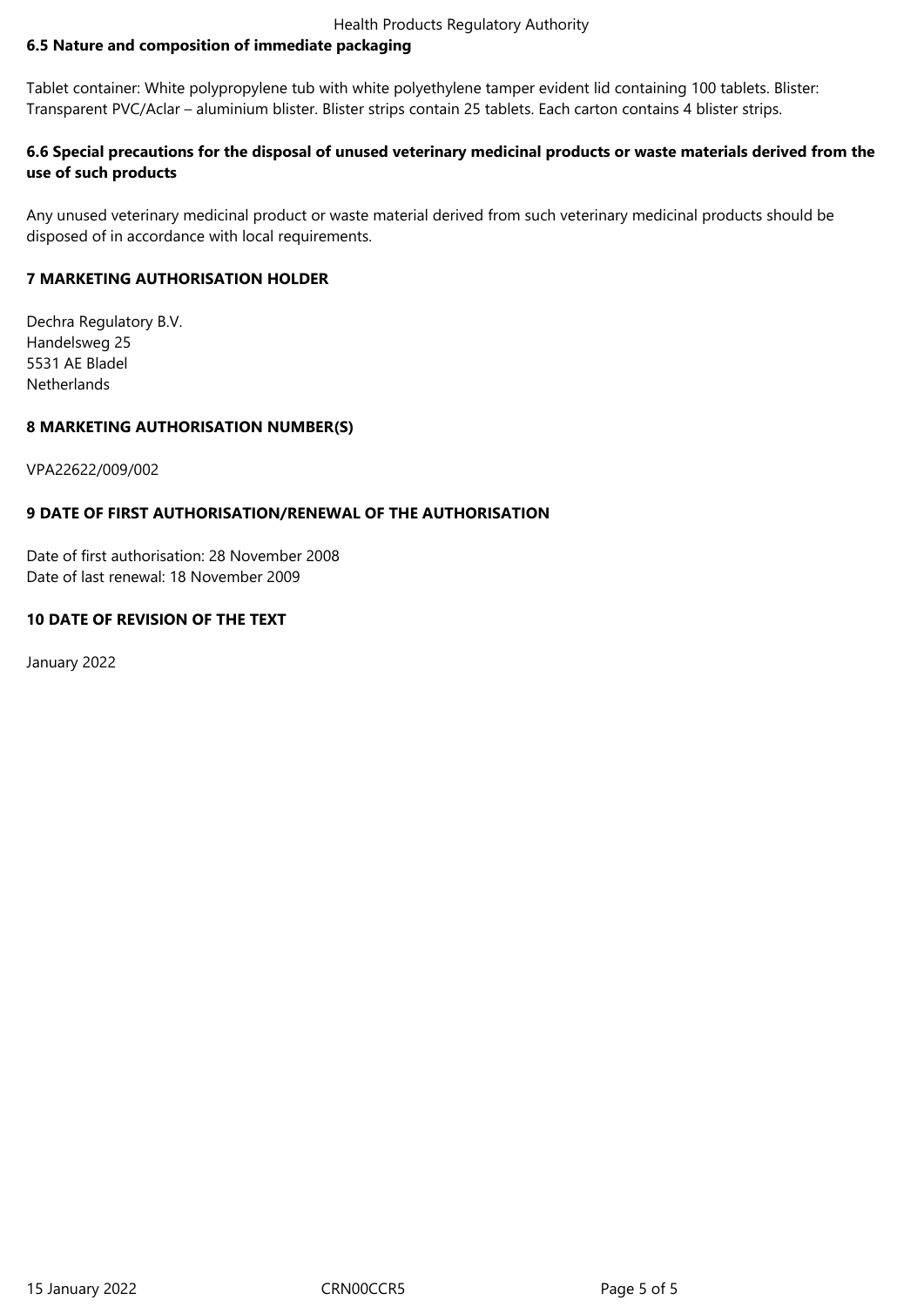## 6.5 Nature and composition of immediate packaging

Tablet container: White polypropylene tub with white polyethylene tamper evident lid containing 100 tablets. Blister: Transparent PVC/Aclar – aluminium blister. Blister strips contain 25 tablets. Each carton contains 4 blister strips.

## 6.6 Special precautions for the disposal of unused veterinary medicinal products or waste materials derived from the use of such products

Any unused veterinary medicinal product or waste material derived from such veterinary medicinal products should be disposed of in accordance with local requirements.

# 7 MARKETING AUTHORISATION HOLDER

Dechra Regulatory B.V.
Handelsweg 25
5531 AE Bladel
Netherlands

# 8 MARKETING AUTHORISATION NUMBER(S)

VPA22622/009/002

# 9 DATE OF FIRST AUTHORISATION/RENEWAL OF THE AUTHORISATION

Date of first authorisation: 28 November 2008
Date of last renewal: 18 November 2009

# 10 DATE OF REVISION OF THE TEXT

January 2022